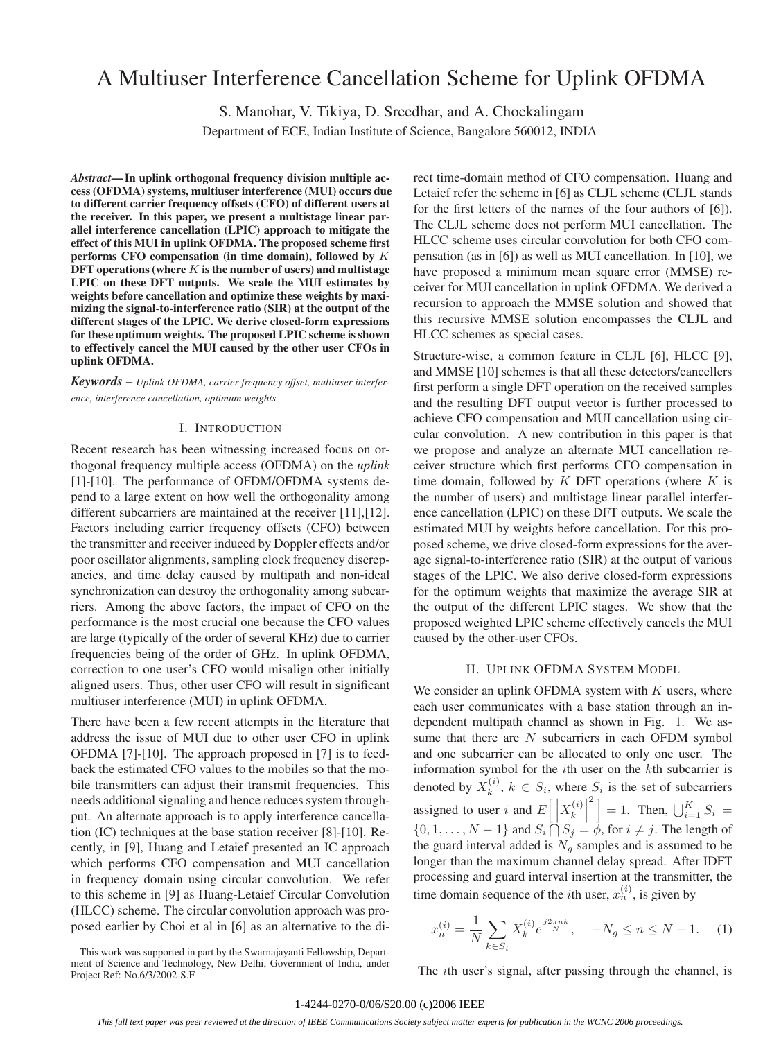# A Multiuser Interference Cancellation Scheme for Uplink OFDMA

S. Manohar, V. Tikiya, D. Sreedhar, and A. Chockalingam

Department of ECE, Indian Institute of Science, Bangalore 560012, INDIA

***Abstract*— In uplink orthogonal frequency division multiple access (OFDMA) systems, multiuser interference (MUI) occurs due to different carrier frequency offsets (CFO) of different users at the receiver. In this paper, we present a multistage linear parallel interference cancellation (LPIC) approach to mitigate the effect of this MUI in uplink OFDMA. The proposed scheme first performs CFO compensation (in time domain), followed by $K$ DFT operations (where $K$ is the number of users) and multistage LPIC on these DFT outputs. We scale the MUI estimates by weights before cancellation and optimize these weights by maximizing the signal-to-interference ratio (SIR) at the output of the different stages of the LPIC. We derive closed-form expressions for these optimum weights. The proposed LPIC scheme is shown to effectively cancel the MUI caused by the other user CFOs in uplink OFDMA.**

***Keywords*** – *Uplink OFDMA, carrier frequency offset, multiuser interference, interference cancellation, optimum weights.*

## I. Introduction

Recent research has been witnessing increased focus on orthogonal frequency multiple access (OFDMA) on the *uplink* [1]-[10]. The performance of OFDM/OFDMA systems depend to a large extent on how well the orthogonality among different subcarriers are maintained at the receiver [11],[12]. Factors including carrier frequency offsets (CFO) between the transmitter and receiver induced by Doppler effects and/or poor oscillator alignments, sampling clock frequency discrepancies, and time delay caused by multipath and non-ideal synchronization can destroy the orthogonality among subcarriers. Among the above factors, the impact of CFO on the performance is the most crucial one because the CFO values are large (typically of the order of several KHz) due to carrier frequencies beeing of the order of GHz. In uplink OFDMA, correction to one user's CFO would misalign other initially aligned users. Thus, other user CFO will result in significant multiuser interference (MUI) in uplink OFDMA.

There have been a few recent attempts in the literature that address the issue of MUI due to other user CFO in uplink OFDMA [7]-[10]. The approach proposed in [7] is to feedback the estimated CFO values to the mobiles so that the mobile transmitters can adjust their transmit frequencies. This needs additional signaling and hence reduces system throughput. An alternate approach is to apply interference cancellation (IC) techniques at the base station receiver [8]-[10]. Recently, in [9], Huang and Letaief presented an IC approach which performs CFO compensation and MUI cancellation in frequency domain using circular convolution. We refer to this scheme in [9] as Huang-Letaief Circular Convolution (HLCC) scheme. The circular convolution approach was proposed earlier by Choi et al in [6] as an alternative to the direct time-domain method of CFO compensation. Huang and Letaief refer the scheme in [6] as CLJL scheme (CLJL stands for the first letters of the names of the four authors of [6]). The CLJL scheme does not perform MUI cancellation. The HLCC scheme uses circular convolution for both CFO compensation (as in [6]) as well as MUI cancellation. In [10], we have proposed a minimum mean square error (MMSE) receiver for MUI cancellation in uplink OFDMA. We derived a recursion to approach the MMSE solution and showed that this recursive MMSE solution encompasses the CLJL and HLCC schemes as special cases.

Structure-wise, a common feature in CLJL [6], HLCC [9], and MMSE [10] schemes is that all these detectors/cancellers first perform a single DFT operation on the received samples and the resulting DFT output vector is further processed to achieve CFO compensation and MUI cancellation using circular convolution. A new contribution in this paper is that we propose and analyze an alternate MUI cancellation receiver structure which first performs CFO compensation in time domain, followed by $K$ DFT operations (where $K$ is the number of users) and multistage linear parallel interference cancellation (LPIC) on these DFT outputs. We scale the estimated MUI by weights before cancellation. For this proposed scheme, we drive closed-form expressions for the average signal-to-interference ratio (SIR) at the output of various stages of the LPIC. We also derive closed-form expressions for the optimum weights that maximize the average SIR at the output of the different LPIC stages. We show that the proposed weighted LPIC scheme effectively cancels the MUI caused by the other-user CFOs.

## II. Uplink OFDMA System Model

We consider an uplink OFDMA system with $K$ users, where each user communicates with a base station through an independent multipath channel as shown in Fig. 1. We assume that there are $N$ subcarriers in each OFDM symbol and one subcarrier can be allocated to only one user. The information symbol for the $i$th user on the $k$th subcarrier is denoted by $X_k^{(i)}$, $k \in S_i$, where $S_i$ is the set of subcarriers assigned to user $i$ and $E\left[\left|X_k^{(i)}\right|^2\right] = 1$. Then, $\bigcup_{i=1}^{K} S_i = \{0, 1, \ldots, N-1\}$ and $S_i \bigcap S_j = \phi$, for $i \neq j$. The length of the guard interval added is $N_g$ samples and is assumed to be longer than the maximum channel delay spread. After IDFT processing and guard interval insertion at the transmitter, the time domain sequence of the $i$th user, $x_n^{(i)}$, is given by

$$x_n^{(i)} = \frac{1}{N} \sum_{k \in S_i} X_k^{(i)} e^{\frac{j2\pi nk}{N}}, \quad -N_g \leq n \leq N-1. \quad (1)$$

The $i$th user's signal, after passing through the channel, is

This work was supported in part by the Swarnajayanti Fellowship, Department of Science and Technology, New Delhi, Government of India, under Project Ref: No.6/3/2002-S.F.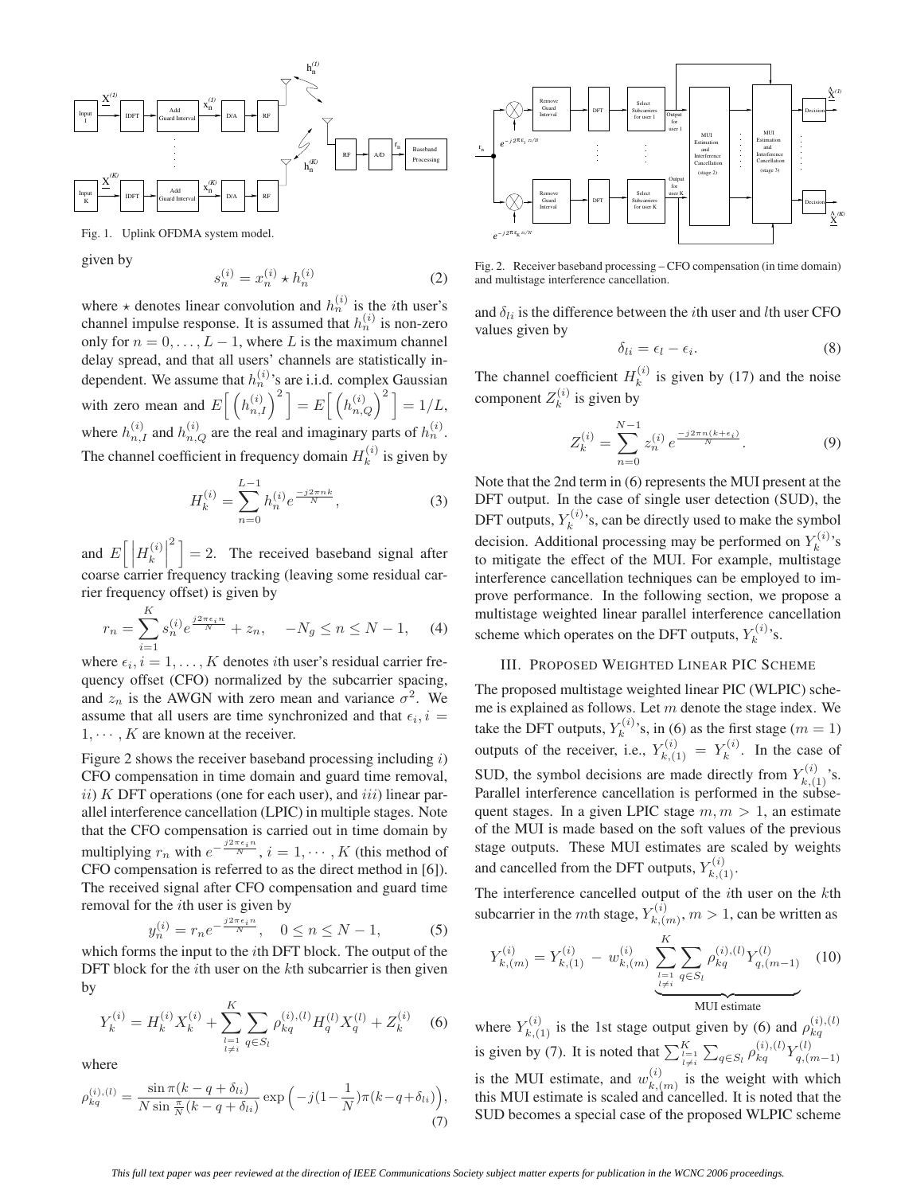Fig. 1. Uplink OFDMA system model.

given by

$$s_n^{(i)} = x_n^{(i)} \star h_n^{(i)} \tag{2}$$

where $\star$ denotes linear convolution and $h_n^{(i)}$ is the $i$th user's channel impulse response. It is assumed that $h_n^{(i)}$ is non-zero only for $n = 0, \ldots, L-1$, where $L$ is the maximum channel delay spread, and that all users' channels are statistically independent. We assume that $h_n^{(i)}$'s are i.i.d. complex Gaussian with zero mean and $E\Big[\Big(h_{n,I}^{(i)}\Big)^2\Big] = E\Big[\Big(h_{n,Q}^{(i)}\Big)^2\Big] = 1/L$, where $h_{n,I}^{(i)}$ and $h_{n,Q}^{(i)}$ are the real and imaginary parts of $h_n^{(i)}$. The channel coefficient in frequency domain $H_k^{(i)}$ is given by

$$H_k^{(i)} = \sum_{n=0}^{L-1} h_n^{(i)} e^{\frac{-j2\pi nk}{N}}, \tag{3}$$

and $E\Big[\Big|H_k^{(i)}\Big|^2\Big] = 2$. The received baseband signal after coarse carrier frequency tracking (leaving some residual carrier frequency offset) is given by

$$r_n = \sum_{i=1}^{K} s_n^{(i)} e^{\frac{j2\pi\epsilon_i n}{N}} + z_n, \quad -N_g \leq n \leq N-1, \tag{4}$$

where $\epsilon_i, i = 1, \ldots, K$ denotes $i$th user's residual carrier frequency offset (CFO) normalized by the subcarrier spacing, and $z_n$ is the AWGN with zero mean and variance $\sigma^2$. We assume that all users are time synchronized and that $\epsilon_i, i = 1, \cdots, K$ are known at the receiver.

Figure 2 shows the receiver baseband processing including $i)$ CFO compensation in time domain and guard time removal, $ii)$ $K$ DFT operations (one for each user), and $iii)$ linear parallel interference cancellation (LPIC) in multiple stages. Note that the CFO compensation is carried out in time domain by multiplying $r_n$ with $e^{-\frac{j2\pi\epsilon_i n}{N}}, i = 1, \cdots, K$ (this method of CFO compensation is referred to as the direct method in [6]). The received signal after CFO compensation and guard time removal for the $i$th user is given by

$$y_n^{(i)} = r_n e^{-\frac{j2\pi\epsilon_i n}{N}}, \quad 0 \leq n \leq N-1, \tag{5}$$

which forms the input to the $i$th DFT block. The output of the DFT block for the $i$th user on the $k$th subcarrier is then given by

$$Y_k^{(i)} = H_k^{(i)} X_k^{(i)} + \sum_{\substack{l=1 \\ l \neq i}}^{K} \sum_{q \in S_l} \rho_{kq}^{(i),(l)} H_q^{(l)} X_q^{(l)} + Z_k^{(i)} \tag{6}$$

where

$$\rho_{kq}^{(i),(l)} = \frac{\sin \pi(k - q + \delta_{li})}{N \sin \frac{\pi}{N}(k - q + \delta_{li})} \exp\Big(-j(1 - \frac{1}{N})\pi(k - q + \delta_{li})\Big), \tag{7}$$

Fig. 2. Receiver baseband processing – CFO compensation (in time domain) and multistage interference cancellation.

and $\delta_{li}$ is the difference between the $i$th user and $l$th user CFO values given by

$$\delta_{li} = \epsilon_l - \epsilon_i. \tag{8}$$

The channel coefficient $H_k^{(i)}$ is given by (17) and the noise component $Z_k^{(i)}$ is given by

$$Z_k^{(i)} = \sum_{n=0}^{N-1} z_n^{(i)} e^{\frac{-j2\pi n(k+\epsilon_i)}{N}}. \tag{9}$$

Note that the 2nd term in (6) represents the MUI present at the DFT output. In the case of single user detection (SUD), the DFT outputs, $Y_k^{(i)}$'s, can be directly used to make the symbol decision. Additional processing may be performed on $Y_k^{(i)}$'s to mitigate the effect of the MUI. For example, multistage interference cancellation techniques can be employed to improve performance. In the following section, we propose a multistage weighted linear parallel interference cancellation scheme which operates on the DFT outputs, $Y_k^{(i)}$'s.

## III. Proposed Weighted Linear PIC Scheme

The proposed multistage weighted linear PIC (WLPIC) scheme is explained as follows. Let $m$ denote the stage index. We take the DFT outputs, $Y_k^{(i)}$'s, in (6) as the first stage ($m = 1$) outputs of the receiver, i.e., $Y_{k,(1)}^{(i)} = Y_k^{(i)}$. In the case of SUD, the symbol decisions are made directly from $Y_{k,(1)}^{(i)}$'s. Parallel interference cancellation is performed in the subsequent stages. In a given LPIC stage $m, m > 1$, an estimate of the MUI is made based on the soft values of the previous stage outputs. These MUI estimates are scaled by weights and cancelled from the DFT outputs, $Y_{k,(1)}^{(i)}$.

The interference cancelled output of the $i$th user on the $k$th subcarrier in the $m$th stage, $Y_{k,(m)}^{(i)}, m > 1$, can be written as

$$Y_{k,(m)}^{(i)} = Y_{k,(1)}^{(i)} - w_{k,(m)}^{(i)} \underbrace{\sum_{\substack{l=1 \\ l \neq i}}^{K} \sum_{q \in S_l} \rho_{kq}^{(i),(l)} Y_{q,(m-1)}^{(l)}}_{\text{MUI estimate}} \tag{10}$$

where $Y_{k,(1)}^{(i)}$ is the 1st stage output given by (6) and $\rho_{kq}^{(i),(l)}$ is given by (7). It is noted that $\sum_{\substack{l=1 \\ l \neq i}}^{K} \sum_{q \in S_l} \rho_{kq}^{(i),(l)} Y_{q,(m-1)}^{(l)}$ is the MUI estimate, and $w_{k,(m)}^{(i)}$ is the weight with which this MUI estimate is scaled and cancelled. It is noted that the SUD becomes a special case of the proposed WLPIC scheme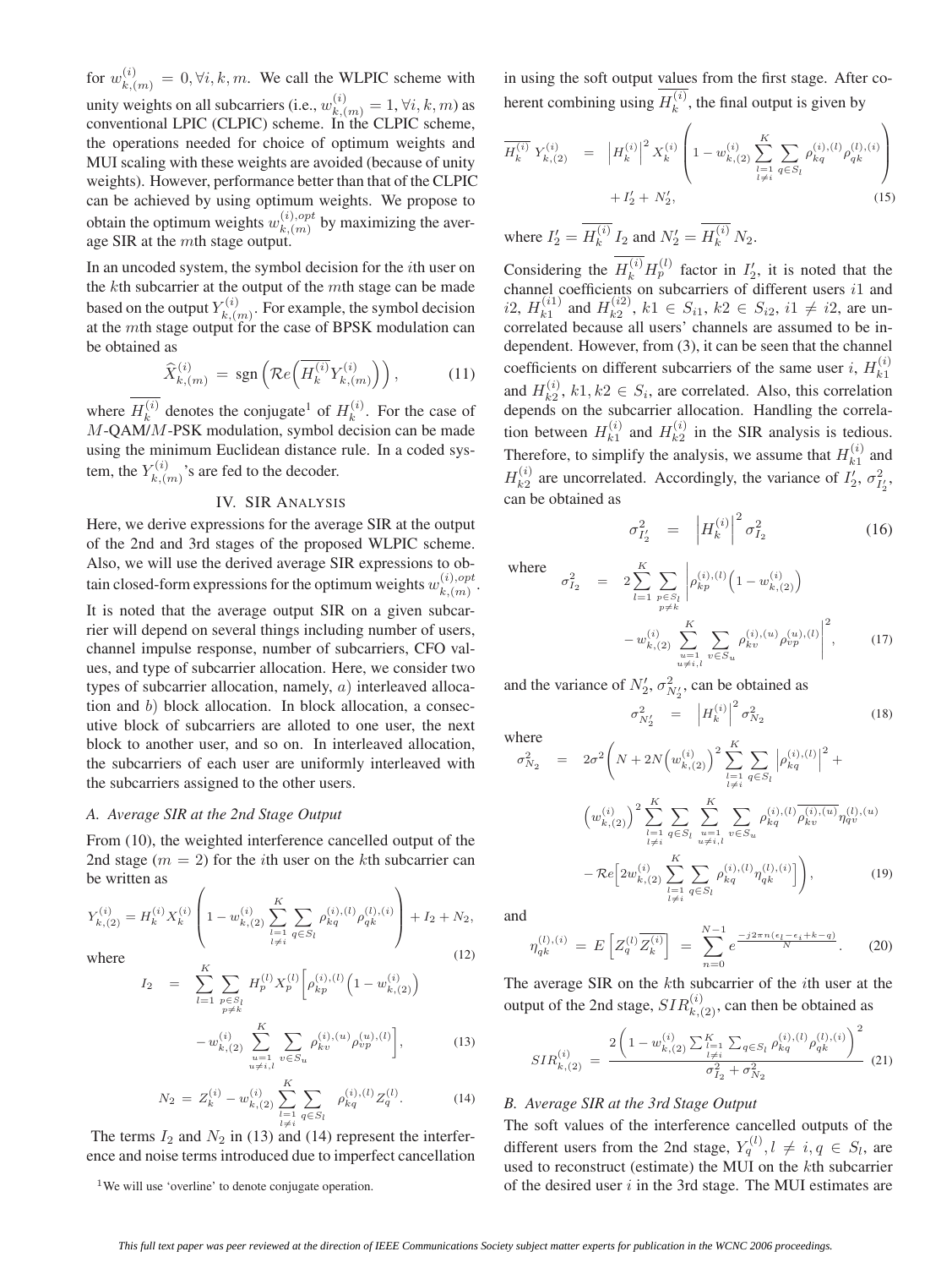for $w_{k,(m)}^{(i)} = 0, \forall i, k, m$. We call the WLPIC scheme with unity weights on all subcarriers (i.e., $w_{k,(m)}^{(i)} = 1, \forall i, k, m$) as conventional LPIC (CLPIC) scheme. In the CLPIC scheme, the operations needed for choice of optimum weights and MUI scaling with these weights are avoided (because of unity weights). However, performance better than that of the CLPIC can be achieved by using optimum weights. We propose to obtain the optimum weights $w_{k,(m)}^{(i),opt}$ by maximizing the average SIR at the $m$th stage output.

In an uncoded system, the symbol decision for the $i$th user on the $k$th subcarrier at the output of the $m$th stage can be made based on the output $Y_{k,(m)}^{(i)}$. For example, the symbol decision at the $m$th stage output for the case of BPSK modulation can be obtained as

$$\widehat{X}_{k,(m)}^{(i)} = \text{sgn}\left(\mathcal{R}e\left(\overline{H_k^{(i)}} Y_{k,(m)}^{(i)}\right)\right), \tag{11}$$

where $\overline{H_k^{(i)}}$ denotes the conjugate[1] of $H_k^{(i)}$. For the case of $M$-QAM/$M$-PSK modulation, symbol decision can be made using the minimum Euclidean distance rule. In a coded system, the $Y_{k,(m)}^{(i)}$'s are fed to the decoder.

## IV. SIR Analysis

Here, we derive expressions for the average SIR at the output of the 2nd and 3rd stages of the proposed WLPIC scheme. Also, we will use the derived average SIR expressions to obtain closed-form expressions for the optimum weights $w_{k,(m)}^{(i),opt}$.

It is noted that the average output SIR on a given subcarrier will depend on several things including number of users, channel impulse response, number of subcarriers, CFO values, and type of subcarrier allocation. Here, we consider two types of subcarrier allocation, namely, $a)$ interleaved allocation and $b)$ block allocation. In block allocation, a consecutive block of subcarriers are alloted to one user, the next block to another user, and so on. In interleaved allocation, the subcarriers of each user are uniformly interleaved with the subcarriers assigned to the other users.

### *A. Average SIR at the 2nd Stage Output*

From (10), the weighted interference cancelled output of the 2nd stage ($m = 2$) for the $i$th user on the $k$th subcarrier can be written as

$$Y_{k,(2)}^{(i)} = H_k^{(i)} X_k^{(i)} \left(1 - w_{k,(2)}^{(i)} \sum_{\substack{l=1 \\ l \neq i}}^{K} \sum_{q \in S_l} \rho_{kq}^{(i),(l)} \rho_{qk}^{(l),(i)}\right) + I_2 + N_2, \tag{12}$$

where

$$I_2 = \sum_{l=1}^{K} \sum_{\substack{p \in S_l \\ p \neq k}} H_p^{(l)} X_p^{(l)} \Bigg[\rho_{kp}^{(i),(l)}\left(1 - w_{k,(2)}^{(i)}\right) - w_{k,(2)}^{(i)} \sum_{\substack{u=1 \\ u \neq i,l}}^{K} \sum_{v \in S_u} \rho_{kv}^{(i),(u)} \rho_{vp}^{(u),(l)}\Bigg], \tag{13}$$

$$N_2 = Z_k^{(i)} - w_{k,(2)}^{(i)} \sum_{\substack{l=1 \\ l \neq i}}^{K} \sum_{q \in S_l} \rho_{kq}^{(i),(l)} Z_q^{(l)}. \tag{14}$$

The terms $I_2$ and $N_2$ in (13) and (14) represent the interference and noise terms introduced due to imperfect cancellation in using the soft output values from the first stage. After coherent combining using $\overline{H_k^{(i)}}$, the final output is given by

$$\overline{H_k^{(i)}} \, Y_{k,(2)}^{(i)} = \left|H_k^{(i)}\right|^2 X_k^{(i)} \left(1 - w_{k,(2)}^{(i)} \sum_{\substack{l=1 \\ l \neq i}}^{K} \sum_{q \in S_l} \rho_{kq}^{(i),(l)} \rho_{qk}^{(l),(i)}\right) + I_2' + N_2', \tag{15}$$

where $I_2' = \overline{H_k^{(i)}} \, I_2$ and $N_2' = \overline{H_k^{(i)}} \, N_2$.

Considering the $\overline{H_k^{(i)}} H_p^{(l)}$ factor in $I_2'$, it is noted that the channel coefficients on subcarriers of different users $i1$ and $i2$, $H_{k1}^{(i1)}$ and $H_{k2}^{(i2)}$, $k1 \in S_{i1}$, $k2 \in S_{i2}$, $i1 \neq i2$, are uncorrelated because all users' channels are assumed to be independent. However, from (3), it can be seen that the channel coefficients on different subcarriers of the same user $i$, $H_{k1}^{(i)}$ and $H_{k2}^{(i)}$, $k1, k2 \in S_i$, are correlated. Also, this correlation depends on the subcarrier allocation. Handling the correlation between $H_{k1}^{(i)}$ and $H_{k2}^{(i)}$ in the SIR analysis is tedious. Therefore, to simplify the analysis, we assume that $H_{k1}^{(i)}$ and $H_{k2}^{(i)}$ are uncorrelated. Accordingly, the variance of $I_2'$, $\sigma_{I_2'}^2$, can be obtained as

$$\sigma_{I_2'}^2 = \left|H_k^{(i)}\right|^2 \sigma_{I_2}^2 \tag{16}$$

where

$$\sigma_{I_2}^2 = 2 \sum_{l=1}^{K} \sum_{\substack{p \in S_l \\ p \neq k}} \Bigg|\rho_{kp}^{(i),(l)}\left(1 - w_{k,(2)}^{(i)}\right) - w_{k,(2)}^{(i)} \sum_{\substack{u=1 \\ u \neq i,l}}^{K} \sum_{v \in S_u} \rho_{kv}^{(i),(u)} \rho_{vp}^{(u),(l)}\Bigg|^2, \tag{17}$$

and the variance of $N_2'$, $\sigma_{N_2'}^2$, can be obtained as

$$\sigma_{N_2'}^2 = \left|H_k^{(i)}\right|^2 \sigma_{N_2}^2 \tag{18}$$

where

$$\sigma_{N_2}^2 = 2\sigma^2 \Bigg(N + 2N\left(w_{k,(2)}^{(i)}\right)^2 \sum_{\substack{l=1 \\ l \neq i}}^{K} \sum_{q \in S_l} \left|\rho_{kq}^{(i),(l)}\right|^2 + \left(w_{k,(2)}^{(i)}\right)^2 \sum_{\substack{l=1 \\ l \neq i}}^{K} \sum_{q \in S_l} \sum_{\substack{u=1 \\ u \neq i,l}}^{K} \sum_{v \in S_u} \rho_{kq}^{(i),(l)} \overline{\rho_{kv}^{(i),(u)}} \eta_{qv}^{(l),(u)} - \mathcal{R}e\Big[2 w_{k,(2)}^{(i)} \sum_{\substack{l=1 \\ l \neq i}}^{K} \sum_{q \in S_l} \rho_{kq}^{(i),(l)} \eta_{qk}^{(l),(i)}\Big]\Bigg), \tag{19}$$

and

$$\eta_{qk}^{(l),(i)} = E\left[Z_q^{(l)} \overline{Z_k^{(i)}}\right] = \sum_{n=0}^{N-1} e^{\frac{-j2\pi n(\epsilon_l - \epsilon_i + k - q)}{N}}. \tag{20}$$

The average SIR on the $k$th subcarrier of the $i$th user at the output of the 2nd stage, $SIR_{k,(2)}^{(i)}$, can then be obtained as

$$SIR_{k,(2)}^{(i)} = \frac{2\left(1 - w_{k,(2)}^{(i)} \sum_{\substack{l=1 \\ l \neq i}}^{K} \sum_{q \in S_l} \rho_{kq}^{(i),(l)} \rho_{qk}^{(l),(i)}\right)^2}{\sigma_{I_2}^2 + \sigma_{N_2}^2} \tag{21}$$

### *B. Average SIR at the 3rd Stage Output*

The soft values of the interference cancelled outputs of the different users from the 2nd stage, $Y_q^{(l)}, l \neq i, q \in S_l$, are used to reconstruct (estimate) the MUI on the $k$th subcarrier of the desired user $i$ in the 3rd stage. The MUI estimates are

[1] We will use 'overline' to denote conjugate operation.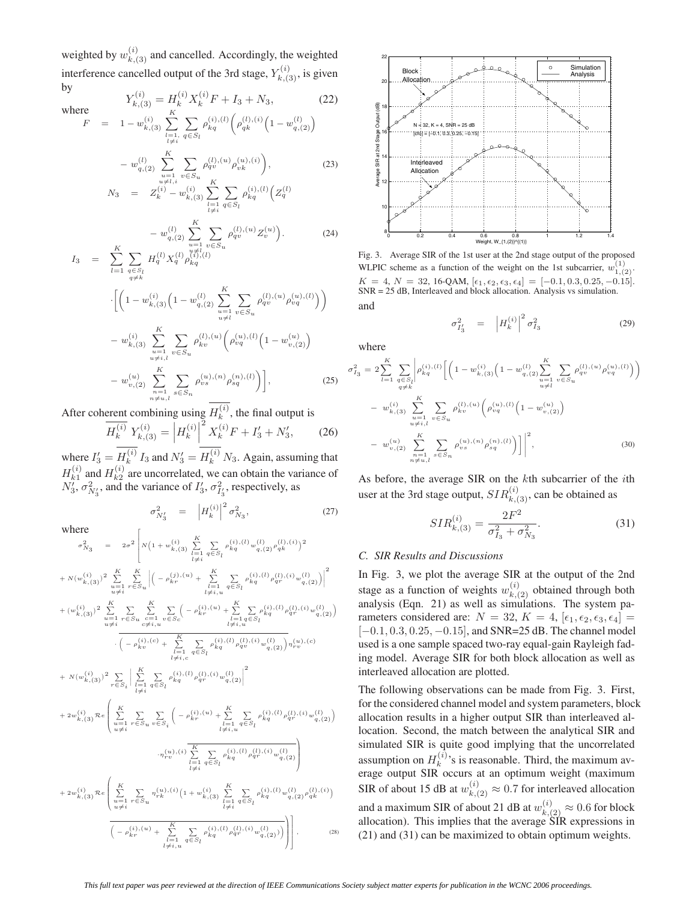weighted by $w_{k,(3)}^{(i)}$ and cancelled. Accordingly, the weighted interference cancelled output of the 3rd stage, $Y_{k,(3)}^{(i)}$, is given by

$$Y_{k,(3)}^{(i)} = H_k^{(i)} X_k^{(i)} F + I_3 + N_3, \tag{22}$$

where

$$F = 1 - w_{k,(3)}^{(i)} \sum_{\substack{l=1,\\ l\neq i}}^{K} \sum_{q\in S_l} \rho_{kq}^{(i),(l)} \Big( \rho_{qk}^{(l),(i)} \Big(1 - w_{q,(2)}^{(l)}\Big) - w_{q,(2)}^{(l)} \sum_{\substack{u=1\\ u\neq l,i}}^{K} \sum_{v\in S_u} \rho_{qv}^{(l),(u)} \rho_{vk}^{(u),(i)} \Big), \tag{23}$$

$$N_3 = Z_k^{(i)} - w_{k,(3)}^{(i)} \sum_{\substack{l=1\\ l\neq i}}^{K} \sum_{q\in S_l} \rho_{kq}^{(i),(l)} \Big( Z_q^{(l)} - w_{q,(2)}^{(l)} \sum_{\substack{u=1\\ u\neq l}}^{K} \sum_{v\in S_u} \rho_{qv}^{(l),(u)} Z_v^{(u)} \Big). \tag{24}$$

$$\begin{aligned} I_3 = \sum_{l=1}^{K} \sum_{\substack{q\in S_l\\ q\neq k}} H_q^{(l)} X_q^{(l)} \rho_{kq}^{(i),(l)} &\cdot \Bigg[ \Bigg( 1 - w_{k,(3)}^{(i)} \Big( 1 - w_{q,(2)}^{(l)} \sum_{\substack{u=1\\ u\neq l}}^{K} \sum_{v\in S_u} \rho_{qv}^{(l),(u)} \rho_{vq}^{(u),(l)} \Big) \Bigg) \\ &- w_{k,(3)}^{(i)} \sum_{\substack{u=1\\ u\neq i,l}}^{K} \sum_{v\in S_u} \rho_{kv}^{(l),(u)} \Big( \rho_{vq}^{(u),(l)} \Big( 1 - w_{v,(2)}^{(u)} \Big) \\ &- w_{v,(2)}^{(u)} \sum_{\substack{n=1\\ n\neq u,l}}^{K} \sum_{s\in S_n} \rho_{vs}^{(u),(n)} \rho_{sq}^{(n),(l)} \Big) \Bigg], \end{aligned} \tag{25}$$

After coherent combining using $\overline{H_k^{(i)}}$, the final output is

$$\overline{H_k^{(i)}}\; Y_{k,(3)}^{(i)} = \Big| H_k^{(i)} \Big|^2 X_k^{(i)} F + I_3' + N_3', \tag{26}$$

where $I_3' = \overline{H_k^{(i)}}\, I_3$ and $N_3' = \overline{H_k^{(i)}}\, N_3$. Again, assuming that $H_{k1}^{(i)}$ and $H_{k2}^{(i)}$ are uncorrelated, we can obtain the variance of $N_3'$, $\sigma_{N_3'}^2$, and the variance of $I_3'$, $\sigma_{I_3'}^2$, respectively, as

$$\sigma_{N_3'}^2 = \Big| H_k^{(i)} \Big|^2 \sigma_{N_3}^2, \tag{27}$$

where

$$\begin{aligned} \sigma_{N_3}^2 = 2\sigma^2 \Bigg[ & N\Big(1 + w_{k,(3)}^{(i)} \sum_{\substack{l=1\\ l\neq i}}^{K} \sum_{q\in S_l} \rho_{kq}^{(i),(l)} w_{q,(2)}^{(l)} \rho_{qk}^{(l),(i)}\Big)^2 \\ & + N(w_{k,(3)}^{(i)})^2 \sum_{\substack{u=1\\ u\neq i}}^{K} \sum_{r\in S_u} \Big| \Big( -\rho_{kr}^{(j),(u)} + \sum_{\substack{l=1\\ l\neq i,u}}^{K} \sum_{q\in S_l} \rho_{kq}^{(i),(l)} \rho_{qr}^{(l),(i)} w_{q,(2)}^{(l)} \Big) \Big|^2 \\ & + (w_{k,(3)}^{(i)})^2 \sum_{\substack{u=1\\ u\neq i}}^{K} \sum_{r\in S_u} \sum_{\substack{c=1\\ c\neq i,u}}^{K} \sum_{v\in S_c} \Big( -\rho_{kr}^{(i),(u)} + \sum_{\substack{l=1\\ l\neq i,u}}^{K} \sum_{q\in S_l} \rho_{kq}^{(i),(l)} \rho_{qr}^{(l),(i)} w_{q,(2)}^{(l)} \Big) \\ & \quad \cdot \overline{\Big( -\rho_{kv}^{(i),(c)} + \sum_{\substack{l=1\\ l\neq i,c}}^{K} \sum_{q\in S_l} \rho_{kq}^{(i),(l)} \rho_{qv}^{(l),(i)} w_{q,(2)}^{(l)} \Big)}\, \eta_{rv}^{(u),(c)} \\ & + N(w_{k,(3)}^{(i)})^2 \sum_{r\in S_i} \Big| \sum_{\substack{l=1\\ l\neq i}}^{K} \sum_{q\in S_l} \rho_{kq}^{(i),(l)} \rho_{qr}^{(l),(i)} w_{q,(2)}^{(l)} \Big|^2 \\ & + 2w_{k,(3)}^{(i)} \mathcal{R}e \Bigg( \sum_{\substack{u=1\\ u\neq i}}^{K} \sum_{r\in S_u} \sum_{v\in S_i} \Big( -\rho_{kr}^{(i),(u)} + \sum_{\substack{l=1\\ l\neq i,u}}^{K} \sum_{q\in S_l} \rho_{kq}^{(i),(l)} \rho_{qr}^{(l),(i)} w_{q,(2)}^{(l)} \Big) \\ & \quad \cdot \eta_{rv}^{(u),(i)} \overline{\sum_{\substack{l=1\\ l\neq i}}^{K} \sum_{q\in S_l} \rho_{kq}^{(i),(l)} \rho_{qr}^{(l),(i)} w_{q,(2)}^{(l)}} \Bigg) \\ & + 2w_{k,(3)}^{(i)} \mathcal{R}e \Bigg( \sum_{\substack{u=1\\ u\neq i}}^{K} \sum_{r\in S_u} \eta_{rk}^{(u),(i)} \Big( 1 + w_{k,(3)}^{(i)} \sum_{\substack{l=1\\ l\neq i}}^{K} \sum_{q\in S_l} \rho_{kq}^{(i),(l)} w_{q,(2)}^{(l)} \rho_{qk}^{(l),(i)} \Big) \\ & \quad \overline{\Big( -\rho_{kr}^{(i),(u)} + \sum_{\substack{l=1\\ l\neq i,u}}^{K} \sum_{q\in S_l} \rho_{kq}^{(i),(l)} \rho_{qr}^{(l),(i)} w_{q,(2)}^{(l)} \Big)} \Bigg) \Bigg], \end{aligned} \tag{28}$$

Fig. 3. Average SIR of the 1st user at the 2nd stage output of the proposed WLPIC scheme as a function of the weight on the 1st subcarrier, $w_{1,(2)}^{(1)}$. $K = 4$, $N = 32$, 16-QAM, $[\epsilon_1, \epsilon_2, \epsilon_3, \epsilon_4] = [-0.1, 0.3, 0.25, -0.15]$. SNR = 25 dB, Interleaved and block allocation. Analysis vs simulation.

and

$$\sigma_{I_3'}^2 = \Big| H_k^{(i)} \Big|^2 \sigma_{I_3}^2 \tag{29}$$

where

$$\begin{aligned} \sigma_{I_3}^2 = 2 \sum_{l=1}^{K} \sum_{\substack{q\in S_l\\ q\neq k}} \Bigg| \rho_{kq}^{(i),(l)} \Bigg[ & \Bigg( 1 - w_{k,(3)}^{(i)} \Big( 1 - w_{q,(2)}^{(l)} \sum_{\substack{u=1\\ u\neq l}}^{K} \sum_{v\in S_u} \rho_{qv}^{(l),(u)} \rho_{vq}^{(u),(l)} \Big) \Bigg) \\ & - w_{k,(3)}^{(i)} \sum_{\substack{u=1\\ u\neq i,l}}^{K} \sum_{v\in S_u} \rho_{kv}^{(l),(u)} \Big( \rho_{vq}^{(u),(l)} \Big( 1 - w_{v,(2)}^{(u)} \Big) \\ & - w_{v,(2)}^{(u)} \sum_{\substack{n=1\\ n\neq u,l}}^{K} \sum_{s\in S_n} \rho_{vs}^{(u),(n)} \rho_{sq}^{(n),(l)} \Big) \Bigg] \Bigg|^2, \end{aligned} \tag{30}$$

As before, the average SIR on the $k$th subcarrier of the $i$th user at the 3rd stage output, $SIR_{k,(3)}^{(i)}$, can be obtained as

$$SIR_{k,(3)}^{(i)} = \frac{2F^2}{\sigma_{I_3}^2 + \sigma_{N_3}^2}. \tag{31}$$

### C. SIR Results and Discussions

In Fig. 3, we plot the average SIR at the output of the 2nd stage as a function of weights $w_{k,(2)}^{(i)}$ obtained through both analysis (Eqn. 21) as well as simulations. The system parameters considered are: $N = 32$, $K = 4$, $[\epsilon_1, \epsilon_2, \epsilon_3, \epsilon_4] = [-0.1, 0.3, 0.25, -0.15]$, and SNR=25 dB. The channel model used is a one sample spaced two-ray equal-gain Rayleigh fading model. Average SIR for both block allocation as well as interleaved allocation are plotted.

The following observations can be made from Fig. 3. First, for the considered channel model and system parameters, block allocation results in a higher output SIR than interleaved allocation. Second, the match between the analytical SIR and simulated SIR is quite good implying that the uncorrelated assumption on $H_k^{(i)}$'s is reasonable. Third, the maximum average output SIR occurs at an optimum weight (maximum SIR of about 15 dB at $w_{k,(2)}^{(i)} \approx 0.7$ for interleaved allocation and a maximum SIR of about 21 dB at $w_{k,(2)}^{(i)} \approx 0.6$ for block allocation). This implies that the average SIR expressions in (21) and (31) can be maximized to obtain optimum weights.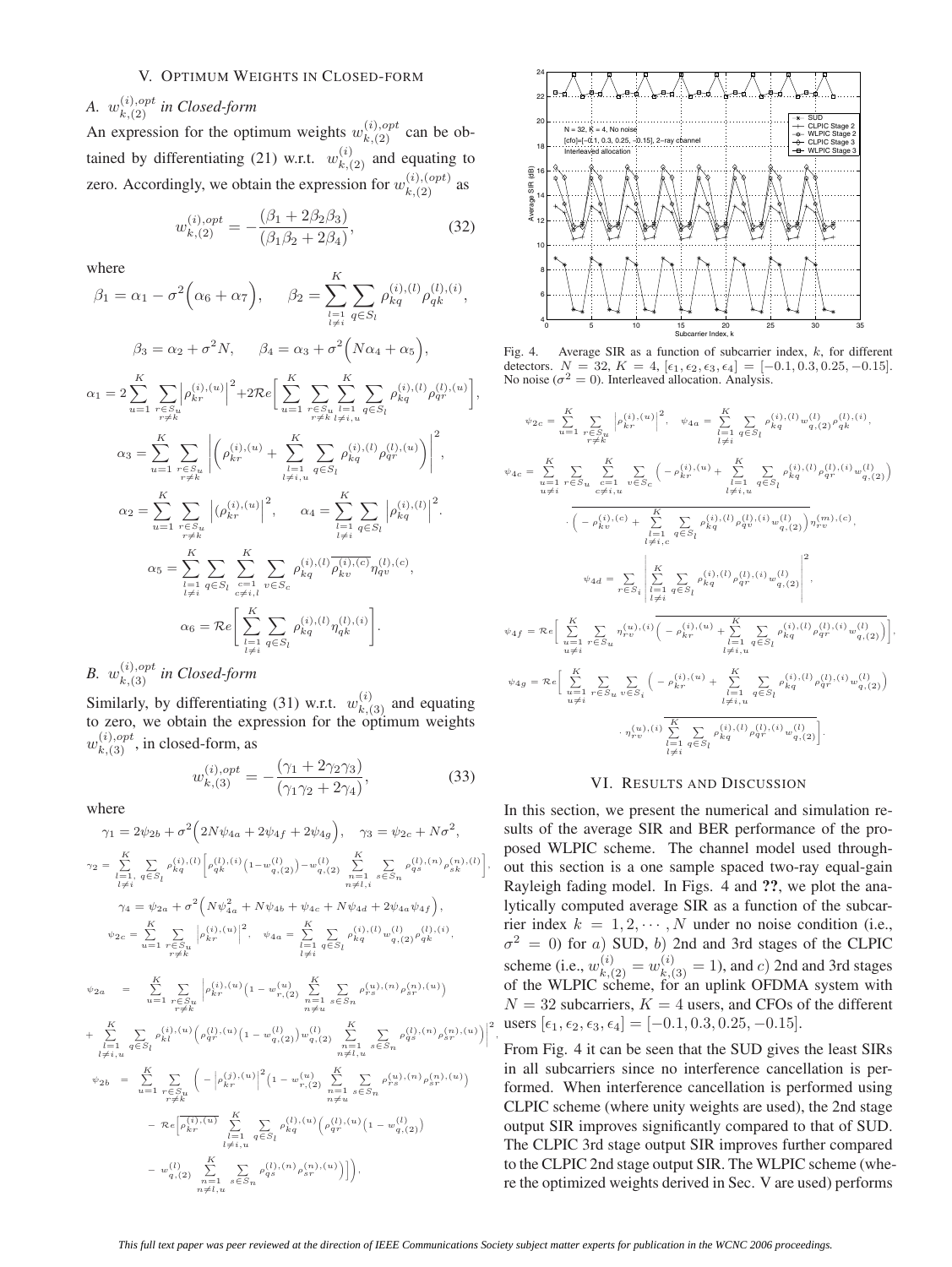## V. Optimum Weights in Closed-form

### A. $w_{k,(2)}^{(i),opt}$ in Closed-form

An expression for the optimum weights $w_{k,(2)}^{(i),opt}$ can be obtained by differentiating (21) w.r.t. $w_{k,(2)}^{(i)}$ and equating to zero. Accordingly, we obtain the expression for $w_{k,(2)}^{(i),(opt)}$ as

$$w_{k,(2)}^{(i),opt} = -\frac{(\beta_1 + 2\beta_2\beta_3)}{(\beta_1\beta_2 + 2\beta_4)}, \quad (32)$$

where

$$\beta_1 = \alpha_1 - \sigma^2\Big(\alpha_6 + \alpha_7\Big), \qquad \beta_2 = \sum_{\substack{l=1 \\ l\neq i}}^{K} \sum_{q\in S_l} \rho_{kq}^{(i),(l)} \rho_{qk}^{(l),(i)},$$

$$\beta_3 = \alpha_2 + \sigma^2 N, \qquad \beta_4 = \alpha_3 + \sigma^2\Big(N\alpha_4 + \alpha_5\Big),$$

$$\alpha_1 = 2\sum_{u=1}^{K} \sum_{\substack{r\in S_u \\ r\neq k}} \Big|\rho_{kr}^{(i),(u)}\Big|^2 + 2\mathcal{R}e\Big[\sum_{u=1}^{K} \sum_{\substack{r\in S_u \\ r\neq k}} \sum_{\substack{l=1 \\ l\neq i,u}}^{K} \sum_{q\in S_l} \rho_{kq}^{(i),(l)} \rho_{qr}^{(l),(u)}\Big],$$

$$\alpha_3 = \sum_{u=1}^{K} \sum_{\substack{r\in S_u \\ r\neq k}} \left|\Big(\rho_{kr}^{(i),(u)} + \sum_{\substack{l=1 \\ l\neq i,u}}^{K} \sum_{q\in S_l} \rho_{kq}^{(i),(l)} \rho_{qr}^{(l),(u)}\Big)\right|^2,$$

$$\alpha_2 = \sum_{u=1}^{K} \sum_{\substack{r\in S_u \\ r\neq k}} \Big|(\rho_{kr}^{(i),(u)}\Big|^2, \qquad \alpha_4 = \sum_{\substack{l=1 \\ l\neq i}}^{K} \sum_{q\in S_l} \Big|\rho_{kq}^{(i),(l)}\Big|^2.$$

$$\alpha_5 = \sum_{\substack{l=1 \\ l\neq i}}^{K} \sum_{q\in S_l} \sum_{\substack{c=1 \\ c\neq i,l}}^{K} \sum_{v\in S_c} \rho_{kq}^{(i),(l)} \overline{\rho_{kv}^{(i),(c)}} \eta_{qv}^{(l),(c)},$$

$$\alpha_6 = \mathcal{R}e\left[\sum_{\substack{l=1 \\ l\neq i}}^{K} \sum_{q\in S_l} \rho_{kq}^{(i),(l)} \eta_{qk}^{(l),(i)}\right].$$

### B. $w_{k,(3)}^{(i),opt}$ in Closed-form

Similarly, by differentiating (31) w.r.t. $w_{k,(3)}^{(i)}$ and equating to zero, we obtain the expression for the optimum weights $w_{k,(3)}^{(i),opt}$, in closed-form, as

$$w_{k,(3)}^{(i),opt} = -\frac{(\gamma_1 + 2\gamma_2\gamma_3)}{(\gamma_1\gamma_2 + 2\gamma_4)}, \quad (33)$$

where

$$\gamma_1 = 2\psi_{2b} + \sigma^2\Big(2N\psi_{4a} + 2\psi_{4f} + 2\psi_{4g}\Big), \quad \gamma_3 = \psi_{2c} + N\sigma^2,$$

$$\gamma_2 = \sum_{\substack{l=1, \\ l\neq i}}^{K} \sum_{q\in S_l} \rho_{kq}^{(i),(l)}\Big[\rho_{qk}^{(l),(i)}\big(1 - w_{q,(2)}^{(l)}\big) - w_{q,(2)}^{(l)} \sum_{\substack{n=1 \\ n\neq l,i}}^{K} \sum_{s\in S_n} \rho_{qs}^{(l),(n)} \rho_{sk}^{(n),(l)}\Big],$$

$$\gamma_4 = \psi_{2a} + \sigma^2\Big(N\psi_{4a}^2 + N\psi_{4b} + \psi_{4c} + N\psi_{4d} + 2\psi_{4a}\psi_{4f}\Big),$$

$$\psi_{2c} = \sum_{u=1}^{K} \sum_{\substack{r\in S_u \\ r\neq k}} \Big|\rho_{kr}^{(i),(u)}\Big|^2, \quad \psi_{4a} = \sum_{\substack{l=1 \\ l\neq i}}^{K} \sum_{q\in S_l} \rho_{kq}^{(i),(l)} w_{q,(2)}^{(l)} \rho_{qk}^{(l),(i)},$$

$$\psi_{2a} = \sum_{u=1}^{K} \sum_{\substack{r\in S_u \\ r\neq k}} \Big|\rho_{kr}^{(i),(u)}\big(1 - w_{r,(2)}^{(u)}\big) \sum_{\substack{n=1 \\ n\neq u}}^{K} \sum_{s\in S_n} \rho_{rs}^{(u),(n)} \rho_{sr}^{(n),(u)}\Big)$$
$$+ \sum_{\substack{l=1 \\ l\neq i,u}}^{K} \sum_{q\in S_l} \rho_{kl}^{(i),(u)}\Big(\rho_{qr}^{(l),(u)}\big(1 - w_{q,(2)}^{(l)}\big) w_{q,(2)}^{(l)} \sum_{\substack{n=1 \\ n\neq l,u}}^{K} \sum_{s\in S_n} \rho_{qs}^{(l),(n)} \rho_{sr}^{(n),(u)}\Big)\Big|^2,$$

$$\psi_{2b} = \sum_{u=1}^{K} \sum_{\substack{r\in S_u \\ r\neq k}} \Big(-\Big|\rho_{kr}^{(j),(u)}\Big|^2 \big(1 - w_{r,(2)}^{(u)}\big) \sum_{\substack{n=1 \\ n\neq u}}^{K} \sum_{s\in S_n} \rho_{rs}^{(u),(n)} \rho_{sr}^{(n),(u)}\Big)$$
$$- \mathcal{R}e\Big[\overline{\rho_{kr}^{(i),(u)}} \sum_{\substack{l=1 \\ l\neq i,u}}^{K} \sum_{q\in S_l} \rho_{kq}^{(l),(u)}\Big(\rho_{qr}^{(l),(u)}\big(1 - w_{q,(2)}^{(l)}\big)$$
$$- w_{q,(2)}^{(l)} \sum_{\substack{n=1 \\ n\neq l,u}}^{K} \sum_{s\in S_n} \rho_{qs}^{(l),(n)} \rho_{sr}^{(n),(u)}\Big)\Big]\Big),$$

$$\psi_{4c} = \sum_{\substack{u=1 \\ u\neq i}}^{K} \sum_{r\in S_u} \sum_{\substack{c=1 \\ c\neq i,u}}^{K} \sum_{v\in S_c} \Big(-\rho_{kr}^{(i),(u)} + \sum_{\substack{l=1 \\ l\neq i,u}}^{K} \sum_{q\in S_l} \rho_{kq}^{(i),(l)} \rho_{qr}^{(l),(i)} w_{q,(2)}^{(l)}\Big)$$
$$\cdot \overline{\Big(-\rho_{kv}^{(i),(c)} + \sum_{\substack{l=1 \\ l\neq i,c}}^{K} \sum_{q\in S_l} \rho_{kq}^{(i),(l)} \rho_{qv}^{(l),(i)} w_{q,(2)}^{(l)}\Big)} \eta_{rv}^{(m),(c)},$$

$$\psi_{4d} = \sum_{r\in S_i} \left|\sum_{\substack{l=1 \\ l\neq i}}^{K} \sum_{q\in S_l} \rho_{kq}^{(i),(l)} \rho_{qr}^{(l),(i)} w_{q,(2)}^{(l)}\right|^2,$$

$$\psi_{4f} = \mathcal{R}e\Big[\sum_{\substack{u=1 \\ u\neq i}}^{K} \sum_{r\in S_u} \eta_{rv}^{(u),(i)} \overline{\Big(-\rho_{kr}^{(i),(u)} + \sum_{\substack{l=1 \\ l\neq i,u}}^{K} \sum_{q\in S_l} \rho_{kq}^{(i),(l)} \rho_{qr}^{(l),(i)} w_{q,(2)}^{(l)}\Big)}\Big],$$

$$\psi_{4g} = \mathcal{R}e\Big[\sum_{\substack{u=1 \\ u\neq i}}^{K} \sum_{r\in S_u} \sum_{v\in S_i} \Big(-\rho_{kr}^{(i),(u)} + \sum_{\substack{l=1 \\ l\neq i,u}}^{K} \sum_{q\in S_l} \rho_{kq}^{(i),(l)} \rho_{qr}^{(l),(i)} w_{q,(2)}^{(l)}\Big)$$
$$\cdot \eta_{rv}^{(u),(i)} \overline{\sum_{\substack{l=1 \\ l\neq i}}^{K} \sum_{q\in S_l} \rho_{kq}^{(i),(l)} \rho_{qr}^{(l),(i)} w_{q,(2)}^{(l)}}\Big].$$

Fig. 4. Average SIR as a function of subcarrier index, $k$, for different detectors. $N = 32$, $K = 4$, $[\epsilon_1, \epsilon_2, \epsilon_3, \epsilon_4] = [-0.1, 0.3, 0.25, -0.15]$. No noise ($\sigma^2 = 0$). Interleaved allocation. Analysis.

## VI. Results and Discussion

In this section, we present the numerical and simulation results of the average SIR and BER performance of the proposed WLPIC scheme. The channel model used throughout this section is a one sample spaced two-ray equal-gain Rayleigh fading model. In Figs. 4 and **??**, we plot the analytically computed average SIR as a function of the subcarrier index $k = 1, 2, \cdots, N$ under no noise condition (i.e., $\sigma^2 = 0$) for $a$) SUD, $b$) 2nd and 3rd stages of the CLPIC scheme (i.e., $w_{k,(2)}^{(i)} = w_{k,(3)}^{(i)} = 1$), and $c$) 2nd and 3rd stages of the WLPIC scheme, for an uplink OFDMA system with $N = 32$ subcarriers, $K = 4$ users, and CFOs of the different users $[\epsilon_1, \epsilon_2, \epsilon_3, \epsilon_4] = [-0.1, 0.3, 0.25, -0.15]$.

From Fig. 4 it can be seen that the SUD gives the least SIRs in all subcarriers since no interference cancellation is performed. When interference cancellation is performed using CLPIC scheme (where unity weights are used), the 2nd stage output SIR improves significantly compared to that of SUD. The CLPIC 3rd stage output SIR improves further compared to the CLPIC 2nd stage output SIR. The WLPIC scheme (where the optimized weights derived in Sec. V are used) performs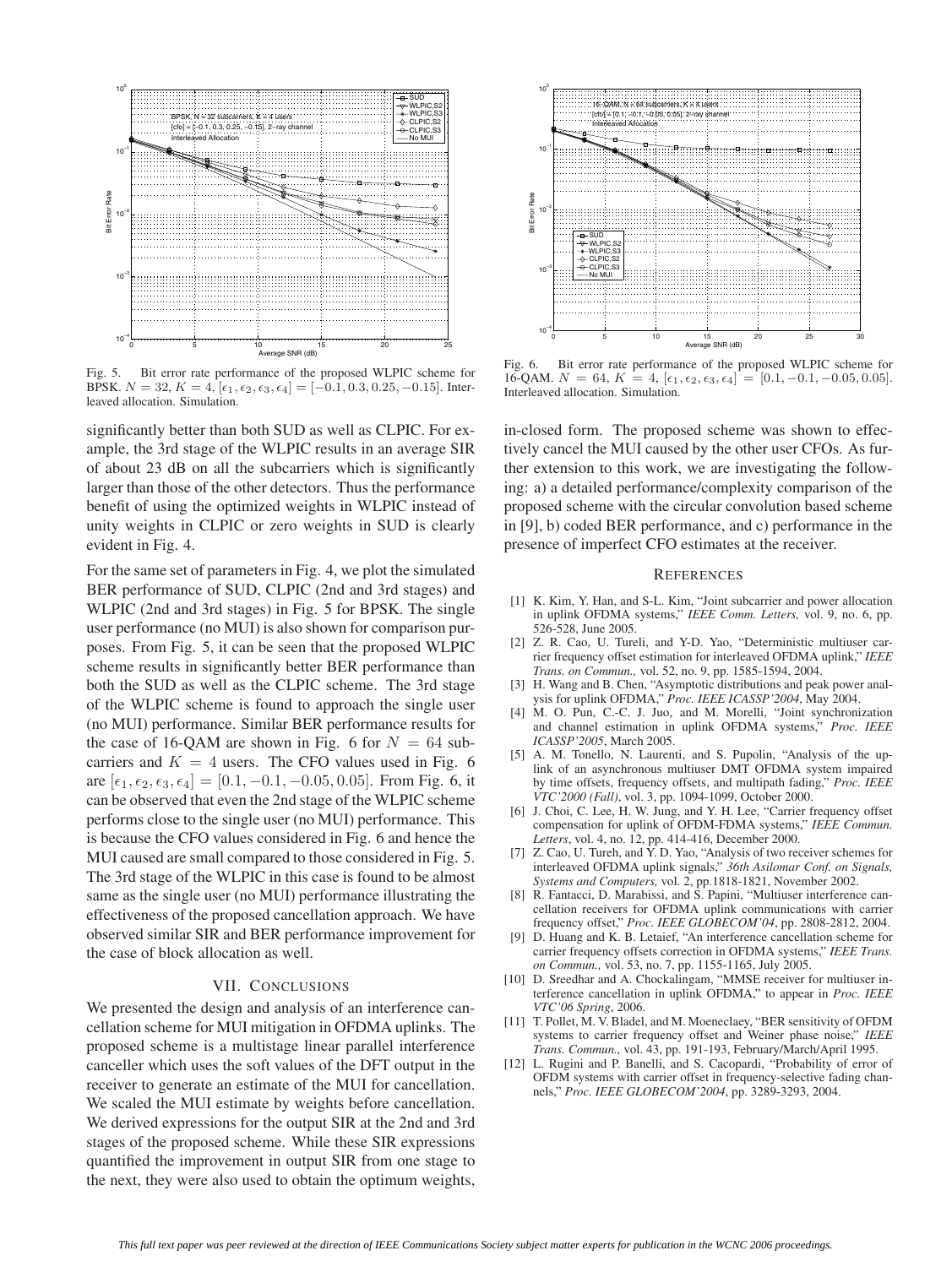BPSK, N = 32 subcarriers, K = 4 users
[cfo] = [-0.1, 0.3, 0.25, -0.15], 2-ray channel
Interleaved Allocation

SUD
WLPIC,S2
WLPIC,S3
CLPIC,S2
CLPIC,S3
No MUI

Bit Error Rate

Average SNR (dB)

Fig. 5. Bit error rate performance of the proposed WLPIC scheme for BPSK. $N = 32$, $K = 4$, $[\epsilon_1, \epsilon_2, \epsilon_3, \epsilon_4] = [-0.1, 0.3, 0.25, -0.15]$. Interleaved allocation. Simulation.

16-QAM, N = 64 subcarriers, K = 4 users
[cfo] = [0.1, -0.1, -0.05, 0.05], 2-ray channel
Interleaved Allocation

SUD
WLPIC,S2
WLPIC,S3
CLPIC,S2
CLPIC,S3
No MUI

Bit Error Rate

Average SNR (dB)

Fig. 6. Bit error rate performance of the proposed WLPIC scheme for 16-QAM. $N = 64$, $K = 4$, $[\epsilon_1, \epsilon_2, \epsilon_3, \epsilon_4] = [0.1, -0.1, -0.05, 0.05]$. Interleaved allocation. Simulation.

significantly better than both SUD as well as CLPIC. For example, the 3rd stage of the WLPIC results in an average SIR of about 23 dB on all the subcarriers which is significantly larger than those of the other detectors. Thus the performance benefit of using the optimized weights in WLPIC instead of unity weights in CLPIC or zero weights in SUD is clearly evident in Fig. 4.

For the same set of parameters in Fig. 4, we plot the simulated BER performance of SUD, CLPIC (2nd and 3rd stages) and WLPIC (2nd and 3rd stages) in Fig. 5 for BPSK. The single user performance (no MUI) is also shown for comparison purposes. From Fig. 5, it can be seen that the proposed WLPIC scheme results in significantly better BER performance than both the SUD as well as the CLPIC scheme. The 3rd stage of the WLPIC scheme is found to approach the single user (no MUI) performance. Similar BER performance results for the case of 16-QAM are shown in Fig. 6 for $N = 64$ subcarriers and $K = 4$ users. The CFO values used in Fig. 6 are $[\epsilon_1, \epsilon_2, \epsilon_3, \epsilon_4] = [0.1, -0.1, -0.05, 0.05]$. From Fig. 6, it can be observed that even the 2nd stage of the WLPIC scheme performs close to the single user (no MUI) performance. This is because the CFO values considered in Fig. 6 and hence the MUI caused are small compared to those considered in Fig. 5. The 3rd stage of the WLPIC in this case is found to be almost same as the single user (no MUI) performance illustrating the effectiveness of the proposed cancellation approach. We have observed similar SIR and BER performance improvement for the case of block allocation as well.

## VII. Conclusions

We presented the design and analysis of an interference cancellation scheme for MUI mitigation in OFDMA uplinks. The proposed scheme is a multistage linear parallel interference canceller which uses the soft values of the DFT output in the receiver to generate an estimate of the MUI for cancellation. We scaled the MUI estimate by weights before cancellation. We derived expressions for the output SIR at the 2nd and 3rd stages of the proposed scheme. While these SIR expressions quantified the improvement in output SIR from one stage to the next, they were also used to obtain the optimum weights, in-closed form. The proposed scheme was shown to effectively cancel the MUI caused by the other user CFOs. As further extension to this work, we are investigating the following: a) a detailed performance/complexity comparison of the proposed scheme with the circular convolution based scheme in [9], b) coded BER performance, and c) performance in the presence of imperfect CFO estimates at the receiver.

## References

[1] K. Kim, Y. Han, and S-L. Kim, "Joint subcarrier and power allocation in uplink OFDMA systems," *IEEE Comm. Letters,* vol. 9, no. 6, pp. 526-528, June 2005.

[2] Z. R. Cao, U. Tureli, and Y-D. Yao, "Deterministic multiuser carrier frequency offset estimation for interleaved OFDMA uplink," *IEEE Trans. on Commun.,* vol. 52, no. 9, pp. 1585-1594, 2004.

[3] H. Wang and B. Chen, "Asymptotic distributions and peak power analysis for uplink OFDMA," *Proc. IEEE ICASSP'2004*, May 2004.

[4] M. O. Pun, C.-C. J. Juo, and M. Morelli, "Joint synchronization and channel estimation in uplink OFDMA systems," *Proc. IEEE ICASSP'2005*, March 2005.

[5] A. M. Tonello, N. Laurenti, and S. Pupolin, "Analysis of the uplink of an asynchronous multiuser DMT OFDMA system impaired by time offsets, frequency offsets, and multipath fading," *Proc. IEEE VTC'2000 (Fall)*, vol. 3, pp. 1094-1099, October 2000.

[6] J. Choi, C. Lee, H. W. Jung, and Y. H. Lee, "Carrier frequency offset compensation for uplink of OFDM-FDMA systems," *IEEE Commun. Letters*, vol. 4, no. 12, pp. 414-416, December 2000.

[7] Z. Cao, U. Tureh, and Y. D. Yao, "Analysis of two receiver schemes for interleaved OFDMA uplink signals," *36th Asilomar Conf. on Signals, Systems and Computers,* vol. 2, pp.1818-1821, November 2002.

[8] R. Fantacci, D. Marabissi, and S. Papini, "Multiuser interference cancellation receivers for OFDMA uplink communications with carrier frequency offset," *Proc. IEEE GLOBECOM'04*, pp. 2808-2812, 2004.

[9] D. Huang and K. B. Letaief, "An interference cancellation scheme for carrier frequency offsets correction in OFDMA systems," *IEEE Trans. on Commun.,* vol. 53, no. 7, pp. 1155-1165, July 2005.

[10] D. Sreedhar and A. Chockalingam, "MMSE receiver for multiuser interference cancellation in uplink OFDMA," to appear in *Proc. IEEE VTC'06 Spring*, 2006.

[11] T. Pollet, M. V. Bladel, and M. Moeneclaey, "BER sensitivity of OFDM systems to carrier frequency offset and Weiner phase noise," *IEEE Trans. Commun.,* vol. 43, pp. 191-193, February/March/April 1995.

[12] L. Rugini and P. Banelli, and S. Cacopardi, "Probability of error of OFDM systems with carrier offset in frequency-selective fading channels," *Proc. IEEE GLOBECOM'2004*, pp. 3289-3293, 2004.